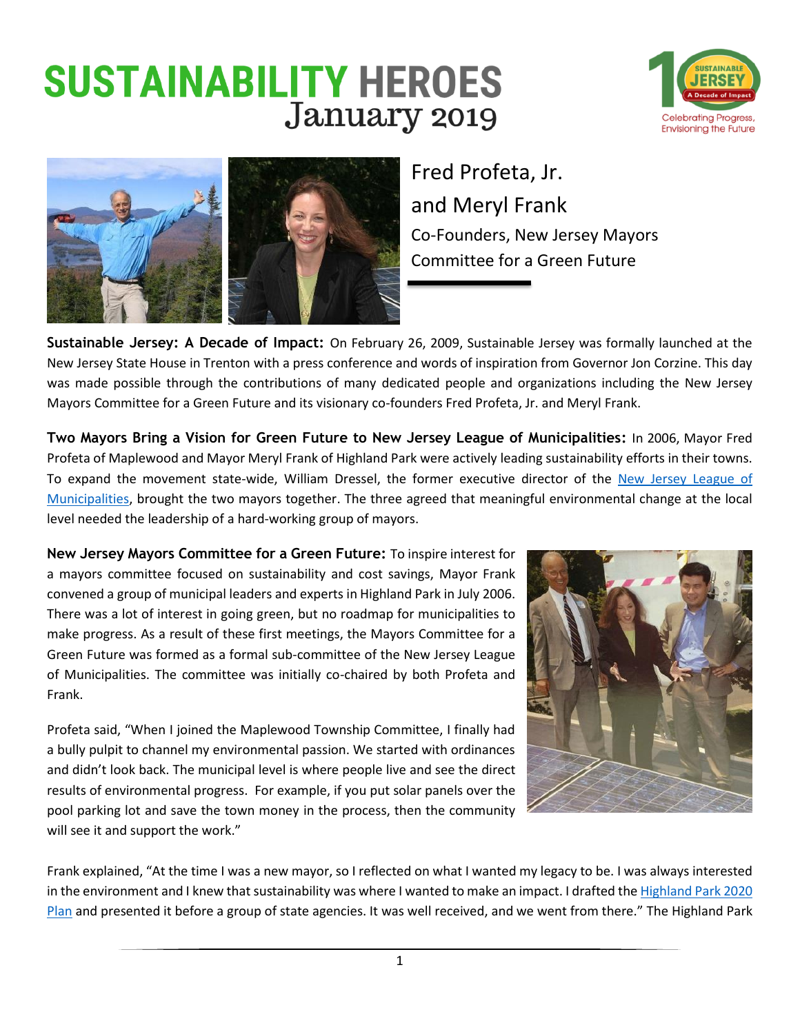# SUSTAINABILITY HEROES
## January 2019

Sustainable Jersey – A Decade of Impact – Celebrating Progress, Envisioning the Future

## Fred Profeta, Jr. and Meryl Frank

Co-Founders, New Jersey Mayors Committee for a Green Future

**Sustainable Jersey: A Decade of Impact:** On February 26, 2009, Sustainable Jersey was formally launched at the New Jersey State House in Trenton with a press conference and words of inspiration from Governor Jon Corzine. This day was made possible through the contributions of many dedicated people and organizations including the New Jersey Mayors Committee for a Green Future and its visionary co-founders Fred Profeta, Jr. and Meryl Frank.

**Two Mayors Bring a Vision for Green Future to New Jersey League of Municipalities:** In 2006, Mayor Fred Profeta of Maplewood and Mayor Meryl Frank of Highland Park were actively leading sustainability efforts in their towns. To expand the movement state-wide, William Dressel, the former executive director of the New Jersey League of Municipalities, brought the two mayors together. The three agreed that meaningful environmental change at the local level needed the leadership of a hard-working group of mayors.

**New Jersey Mayors Committee for a Green Future:** To inspire interest for a mayors committee focused on sustainability and cost savings, Mayor Frank convened a group of municipal leaders and experts in Highland Park in July 2006. There was a lot of interest in going green, but no roadmap for municipalities to make progress. As a result of these first meetings, the Mayors Committee for a Green Future was formed as a formal sub-committee of the New Jersey League of Municipalities. The committee was initially co-chaired by both Profeta and Frank.

Profeta said, "When I joined the Maplewood Township Committee, I finally had a bully pulpit to channel my environmental passion. We started with ordinances and didn't look back. The municipal level is where people live and see the direct results of environmental progress. For example, if you put solar panels over the pool parking lot and save the town money in the process, then the community will see it and support the work."

Frank explained, "At the time I was a new mayor, so I reflected on what I wanted my legacy to be. I was always interested in the environment and I knew that sustainability was where I wanted to make an impact. I drafted the Highland Park 2020 Plan and presented it before a group of state agencies. It was well received, and we went from there." The Highland Park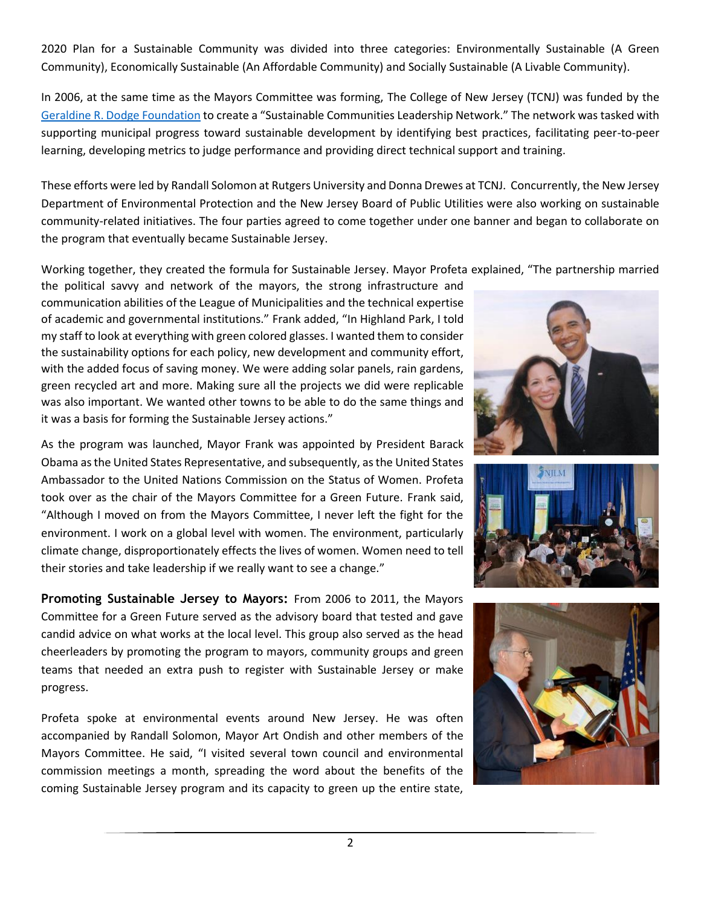2020 Plan for a Sustainable Community was divided into three categories: Environmentally Sustainable (A Green Community), Economically Sustainable (An Affordable Community) and Socially Sustainable (A Livable Community).

In 2006, at the same time as the Mayors Committee was forming, The College of New Jersey (TCNJ) was funded by the Geraldine R. Dodge Foundation to create a "Sustainable Communities Leadership Network." The network was tasked with supporting municipal progress toward sustainable development by identifying best practices, facilitating peer-to-peer learning, developing metrics to judge performance and providing direct technical support and training.

These efforts were led by Randall Solomon at Rutgers University and Donna Drewes at TCNJ. Concurrently, the New Jersey Department of Environmental Protection and the New Jersey Board of Public Utilities were also working on sustainable community-related initiatives. The four parties agreed to come together under one banner and began to collaborate on the program that eventually became Sustainable Jersey.

Working together, they created the formula for Sustainable Jersey. Mayor Profeta explained, "The partnership married the political savvy and network of the mayors, the strong infrastructure and communication abilities of the League of Municipalities and the technical expertise of academic and governmental institutions." Frank added, "In Highland Park, I told my staff to look at everything with green colored glasses. I wanted them to consider the sustainability options for each policy, new development and community effort, with the added focus of saving money. We were adding solar panels, rain gardens, green recycled art and more. Making sure all the projects we did were replicable was also important. We wanted other towns to be able to do the same things and it was a basis for forming the Sustainable Jersey actions."

As the program was launched, Mayor Frank was appointed by President Barack Obama as the United States Representative, and subsequently, as the United States Ambassador to the United Nations Commission on the Status of Women. Profeta took over as the chair of the Mayors Committee for a Green Future. Frank said, "Although I moved on from the Mayors Committee, I never left the fight for the environment. I work on a global level with women. The environment, particularly climate change, disproportionately effects the lives of women. Women need to tell their stories and take leadership if we really want to see a change."

**Promoting Sustainable Jersey to Mayors:** From 2006 to 2011, the Mayors Committee for a Green Future served as the advisory board that tested and gave candid advice on what works at the local level. This group also served as the head cheerleaders by promoting the program to mayors, community groups and green teams that needed an extra push to register with Sustainable Jersey or make progress.

Profeta spoke at environmental events around New Jersey. He was often accompanied by Randall Solomon, Mayor Art Ondish and other members of the Mayors Committee. He said, "I visited several town council and environmental commission meetings a month, spreading the word about the benefits of the coming Sustainable Jersey program and its capacity to green up the entire state,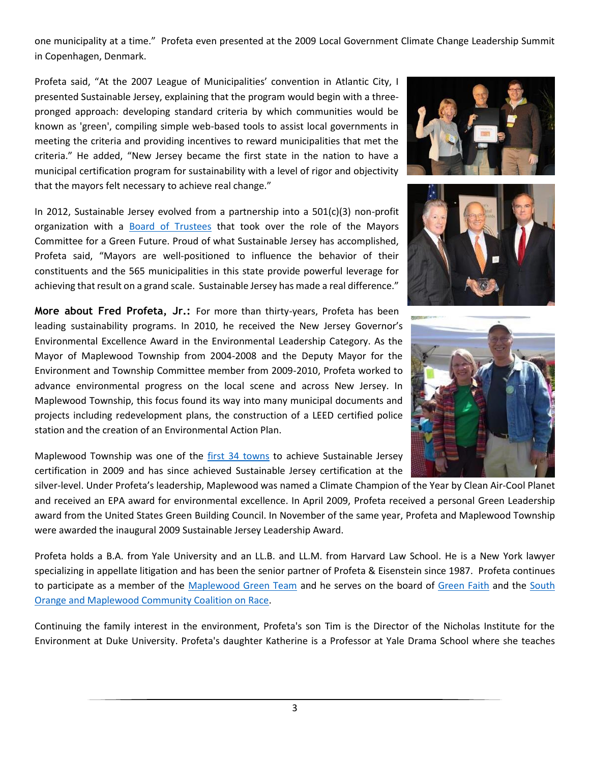one municipality at a time." Profeta even presented at the 2009 Local Government Climate Change Leadership Summit in Copenhagen, Denmark.

Profeta said, "At the 2007 League of Municipalities' convention in Atlantic City, I presented Sustainable Jersey, explaining that the program would begin with a three-pronged approach: developing standard criteria by which communities would be known as 'green', compiling simple web-based tools to assist local governments in meeting the criteria and providing incentives to reward municipalities that met the criteria." He added, "New Jersey became the first state in the nation to have a municipal certification program for sustainability with a level of rigor and objectivity that the mayors felt necessary to achieve real change."

In 2012, Sustainable Jersey evolved from a partnership into a 501(c)(3) non-profit organization with a Board of Trustees that took over the role of the Mayors Committee for a Green Future. Proud of what Sustainable Jersey has accomplished, Profeta said, "Mayors are well-positioned to influence the behavior of their constituents and the 565 municipalities in this state provide powerful leverage for achieving that result on a grand scale. Sustainable Jersey has made a real difference."

**More about Fred Profeta, Jr.:** For more than thirty-years, Profeta has been leading sustainability programs. In 2010, he received the New Jersey Governor's Environmental Excellence Award in the Environmental Leadership Category. As the Mayor of Maplewood Township from 2004-2008 and the Deputy Mayor for the Environment and Township Committee member from 2009-2010, Profeta worked to advance environmental progress on the local scene and across New Jersey. In Maplewood Township, this focus found its way into many municipal documents and projects including redevelopment plans, the construction of a LEED certified police station and the creation of an Environmental Action Plan.

Maplewood Township was one of the first 34 towns to achieve Sustainable Jersey certification in 2009 and has since achieved Sustainable Jersey certification at the silver-level. Under Profeta's leadership, Maplewood was named a Climate Champion of the Year by Clean Air-Cool Planet and received an EPA award for environmental excellence. In April 2009, Profeta received a personal Green Leadership award from the United States Green Building Council. In November of the same year, Profeta and Maplewood Township were awarded the inaugural 2009 Sustainable Jersey Leadership Award.

Profeta holds a B.A. from Yale University and an LL.B. and LL.M. from Harvard Law School. He is a New York lawyer specializing in appellate litigation and has been the senior partner of Profeta & Eisenstein since 1987. Profeta continues to participate as a member of the Maplewood Green Team and he serves on the board of Green Faith and the South Orange and Maplewood Community Coalition on Race.

Continuing the family interest in the environment, Profeta's son Tim is the Director of the Nicholas Institute for the Environment at Duke University. Profeta's daughter Katherine is a Professor at Yale Drama School where she teaches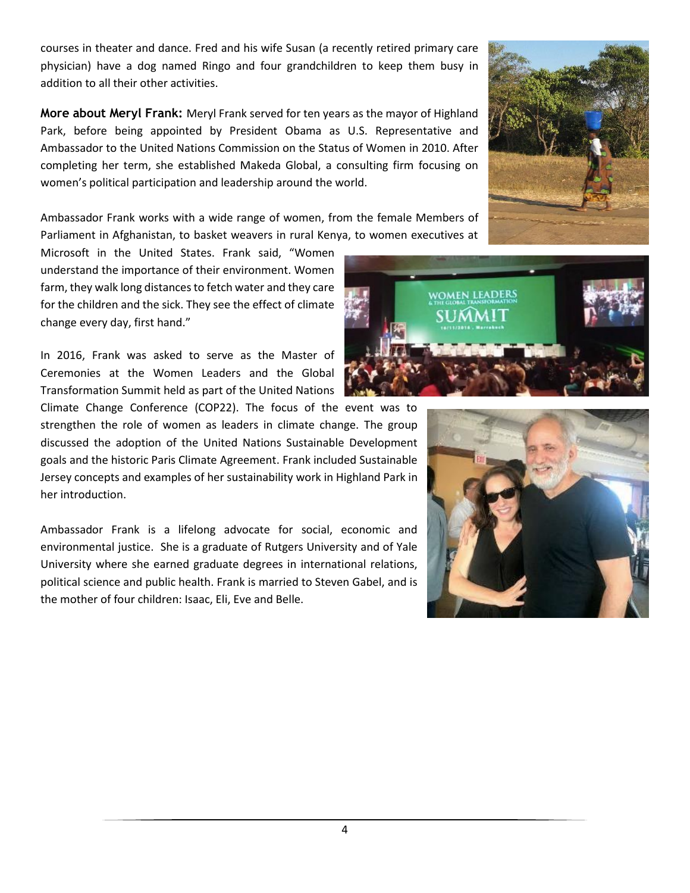courses in theater and dance. Fred and his wife Susan (a recently retired primary care physician) have a dog named Ringo and four grandchildren to keep them busy in addition to all their other activities.

**More about Meryl Frank:** Meryl Frank served for ten years as the mayor of Highland Park, before being appointed by President Obama as U.S. Representative and Ambassador to the United Nations Commission on the Status of Women in 2010. After completing her term, she established Makeda Global, a consulting firm focusing on women's political participation and leadership around the world.

Ambassador Frank works with a wide range of women, from the female Members of Parliament in Afghanistan, to basket weavers in rural Kenya, to women executives at Microsoft in the United States. Frank said, "Women understand the importance of their environment. Women farm, they walk long distances to fetch water and they care for the children and the sick. They see the effect of climate change every day, first hand."

In 2016, Frank was asked to serve as the Master of Ceremonies at the Women Leaders and the Global Transformation Summit held as part of the United Nations Climate Change Conference (COP22). The focus of the event was to strengthen the role of women as leaders in climate change. The group discussed the adoption of the United Nations Sustainable Development goals and the historic Paris Climate Agreement. Frank included Sustainable Jersey concepts and examples of her sustainability work in Highland Park in her introduction.

Ambassador Frank is a lifelong advocate for social, economic and environmental justice. She is a graduate of Rutgers University and of Yale University where she earned graduate degrees in international relations, political science and public health. Frank is married to Steven Gabel, and is the mother of four children: Isaac, Eli, Eve and Belle.